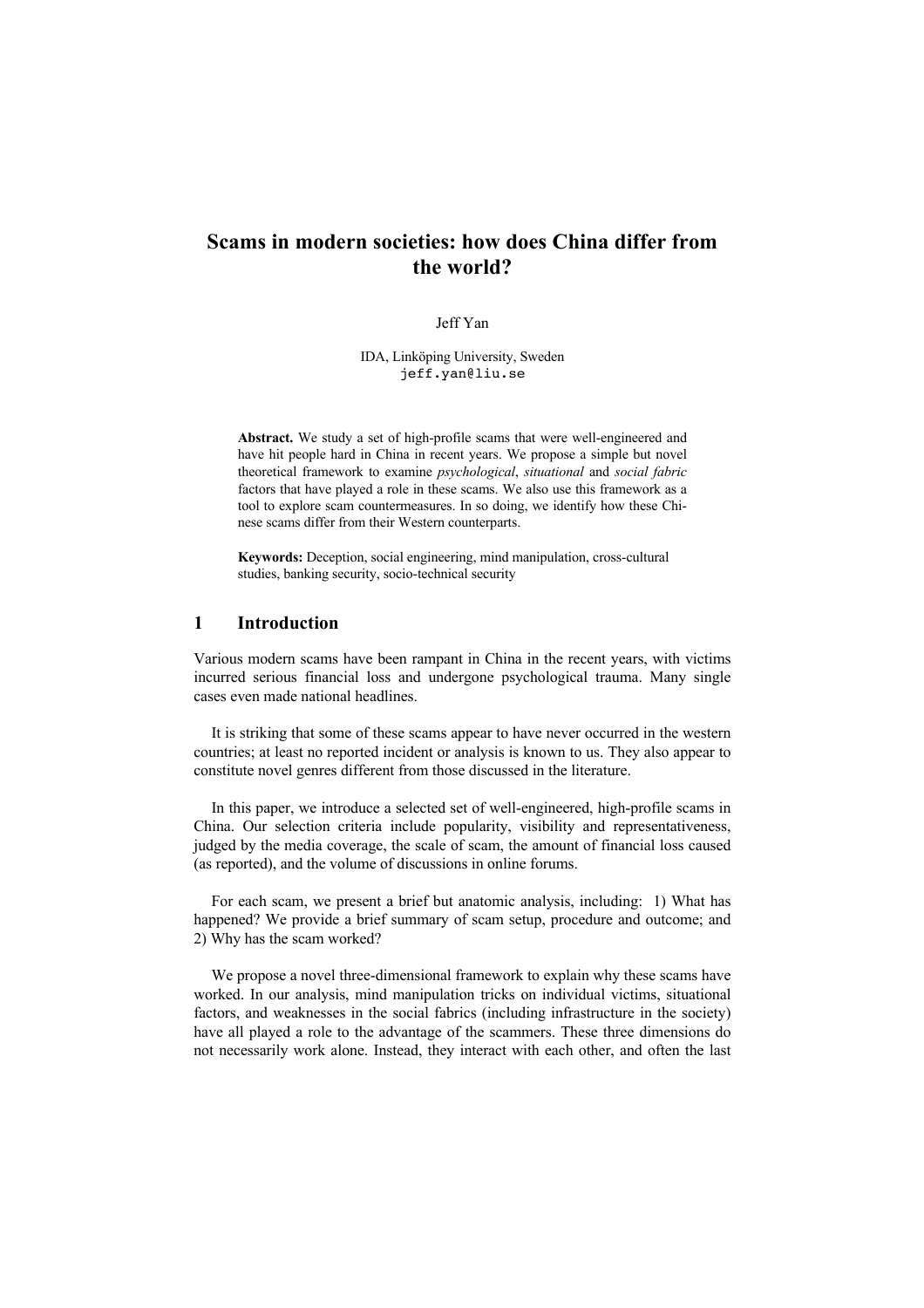# Scams in modern societies: how does China differ from the world?

Jeff Yan

IDA, Linköping University, Sweden
jeff.yan@liu.se

**Abstract.** We study a set of high-profile scams that were well-engineered and have hit people hard in China in recent years. We propose a simple but novel theoretical framework to examine *psychological*, *situational* and *social fabric* factors that have played a role in these scams. We also use this framework as a tool to explore scam countermeasures. In so doing, we identify how these Chinese scams differ from their Western counterparts.

**Keywords:** Deception, social engineering, mind manipulation, cross-cultural studies, banking security, socio-technical security

## 1 Introduction

Various modern scams have been rampant in China in the recent years, with victims incurred serious financial loss and undergone psychological trauma. Many single cases even made national headlines.

It is striking that some of these scams appear to have never occurred in the western countries; at least no reported incident or analysis is known to us. They also appear to constitute novel genres different from those discussed in the literature.

In this paper, we introduce a selected set of well-engineered, high-profile scams in China. Our selection criteria include popularity, visibility and representativeness, judged by the media coverage, the scale of scam, the amount of financial loss caused (as reported), and the volume of discussions in online forums.

For each scam, we present a brief but anatomic analysis, including: 1) What has happened? We provide a brief summary of scam setup, procedure and outcome; and 2) Why has the scam worked?

We propose a novel three-dimensional framework to explain why these scams have worked. In our analysis, mind manipulation tricks on individual victims, situational factors, and weaknesses in the social fabrics (including infrastructure in the society) have all played a role to the advantage of the scammers. These three dimensions do not necessarily work alone. Instead, they interact with each other, and often the last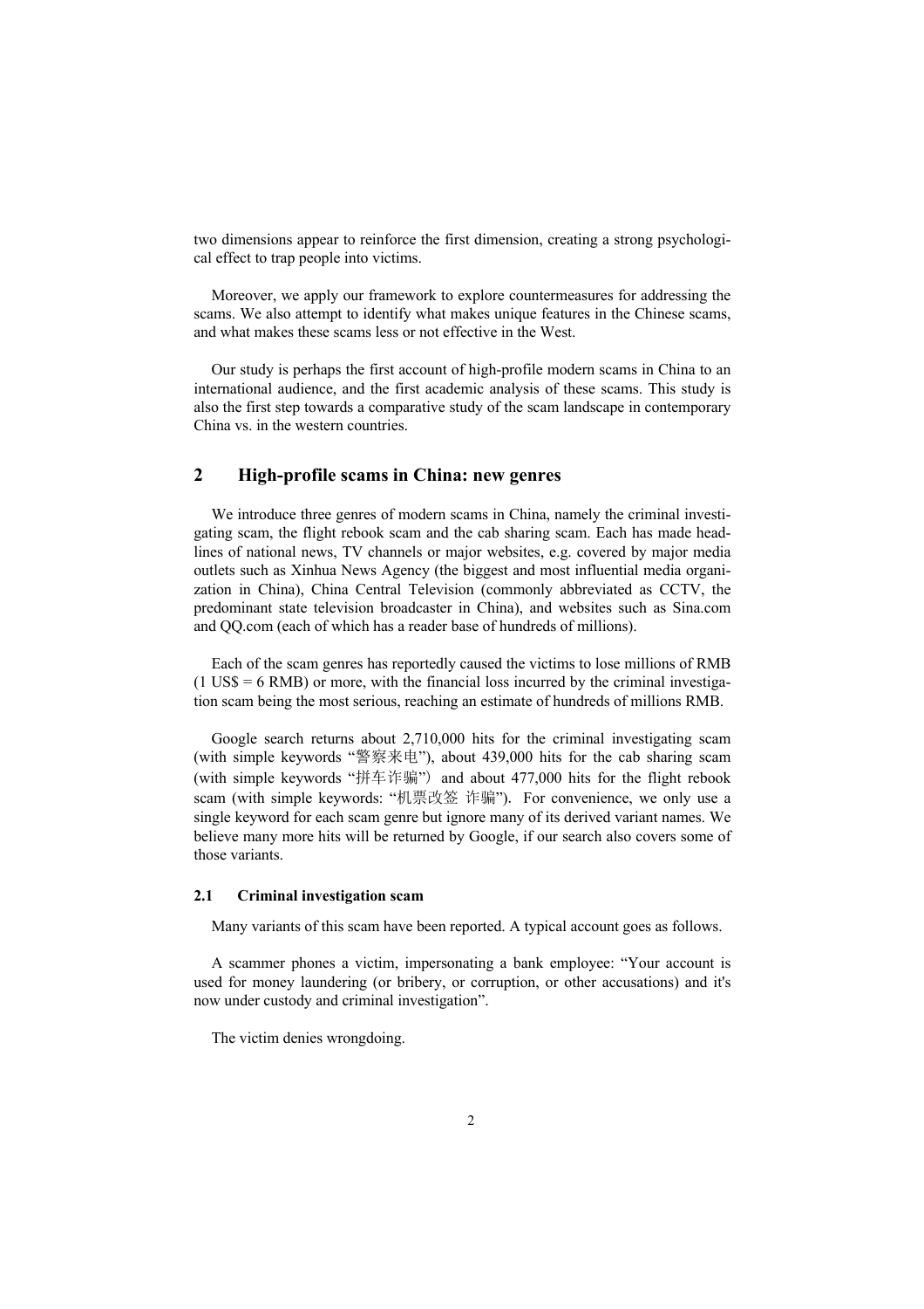two dimensions appear to reinforce the first dimension, creating a strong psychological effect to trap people into victims.

Moreover, we apply our framework to explore countermeasures for addressing the scams. We also attempt to identify what makes unique features in the Chinese scams, and what makes these scams less or not effective in the West.

Our study is perhaps the first account of high-profile modern scams in China to an international audience, and the first academic analysis of these scams. This study is also the first step towards a comparative study of the scam landscape in contemporary China vs. in the western countries.

## 2 High-profile scams in China: new genres

We introduce three genres of modern scams in China, namely the criminal investigating scam, the flight rebook scam and the cab sharing scam. Each has made headlines of national news, TV channels or major websites, e.g. covered by major media outlets such as Xinhua News Agency (the biggest and most influential media organization in China), China Central Television (commonly abbreviated as CCTV, the predominant state television broadcaster in China), and websites such as Sina.com and QQ.com (each of which has a reader base of hundreds of millions).

Each of the scam genres has reportedly caused the victims to lose millions of RMB (1 US$ = 6 RMB) or more, with the financial loss incurred by the criminal investigation scam being the most serious, reaching an estimate of hundreds of millions RMB.

Google search returns about 2,710,000 hits for the criminal investigating scam (with simple keywords "警察来电"), about 439,000 hits for the cab sharing scam (with simple keywords "拼车诈骗") and about 477,000 hits for the flight rebook scam (with simple keywords: "机票改签 诈骗"). For convenience, we only use a single keyword for each scam genre but ignore many of its derived variant names. We believe many more hits will be returned by Google, if our search also covers some of those variants.

### 2.1 Criminal investigation scam

Many variants of this scam have been reported. A typical account goes as follows.

A scammer phones a victim, impersonating a bank employee: "Your account is used for money laundering (or bribery, or corruption, or other accusations) and it's now under custody and criminal investigation".

The victim denies wrongdoing.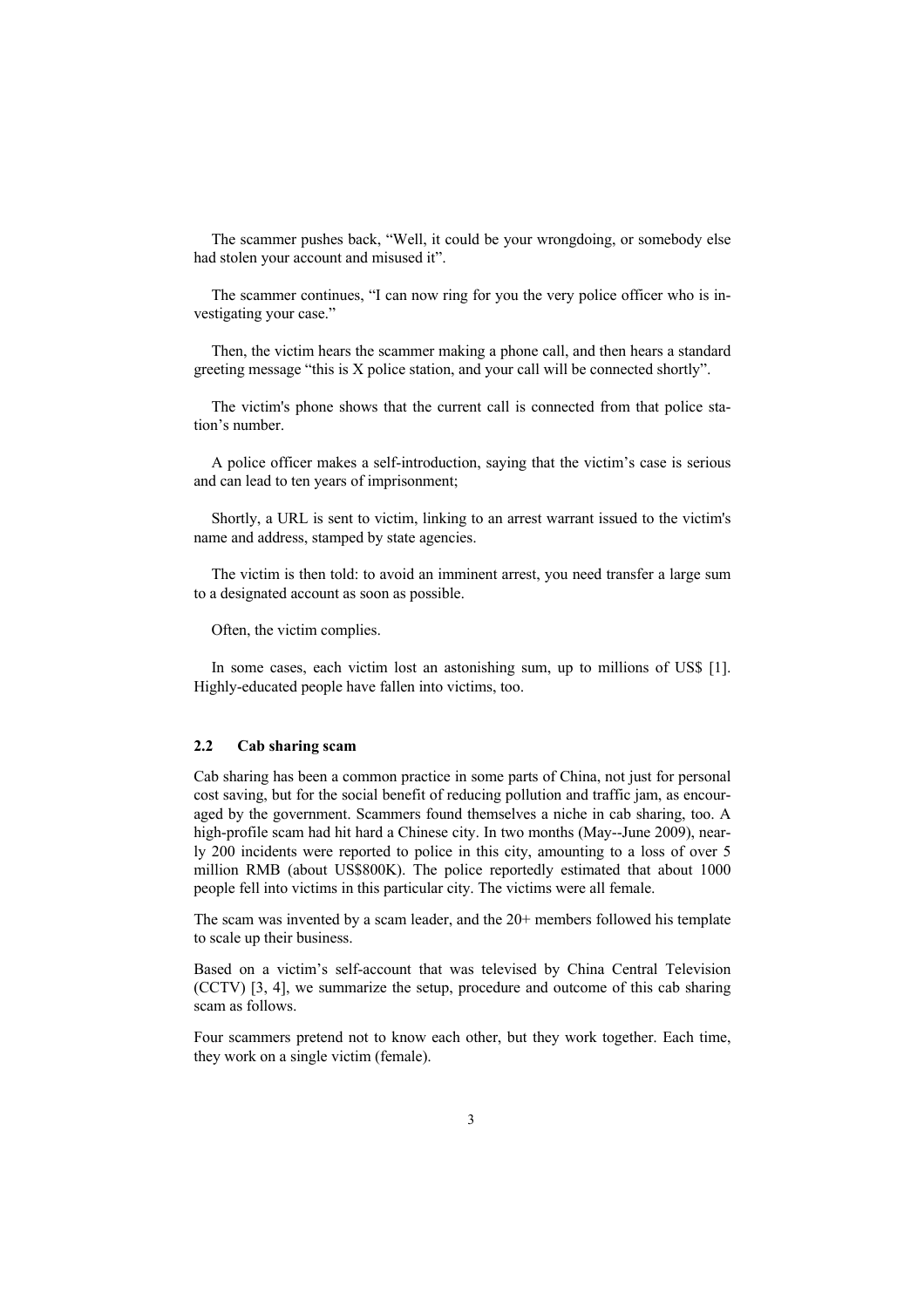The scammer pushes back, "Well, it could be your wrongdoing, or somebody else had stolen your account and misused it".

The scammer continues, "I can now ring for you the very police officer who is investigating your case."

Then, the victim hears the scammer making a phone call, and then hears a standard greeting message "this is X police station, and your call will be connected shortly".

The victim's phone shows that the current call is connected from that police station's number.

A police officer makes a self-introduction, saying that the victim's case is serious and can lead to ten years of imprisonment;

Shortly, a URL is sent to victim, linking to an arrest warrant issued to the victim's name and address, stamped by state agencies.

The victim is then told: to avoid an imminent arrest, you need transfer a large sum to a designated account as soon as possible.

Often, the victim complies.

In some cases, each victim lost an astonishing sum, up to millions of US$ [1]. Highly-educated people have fallen into victims, too.

### 2.2 Cab sharing scam

Cab sharing has been a common practice in some parts of China, not just for personal cost saving, but for the social benefit of reducing pollution and traffic jam, as encouraged by the government. Scammers found themselves a niche in cab sharing, too. A high-profile scam had hit hard a Chinese city. In two months (May--June 2009), nearly 200 incidents were reported to police in this city, amounting to a loss of over 5 million RMB (about US$800K). The police reportedly estimated that about 1000 people fell into victims in this particular city. The victims were all female.

The scam was invented by a scam leader, and the 20+ members followed his template to scale up their business.

Based on a victim's self-account that was televised by China Central Television (CCTV) [3, 4], we summarize the setup, procedure and outcome of this cab sharing scam as follows.

Four scammers pretend not to know each other, but they work together. Each time, they work on a single victim (female).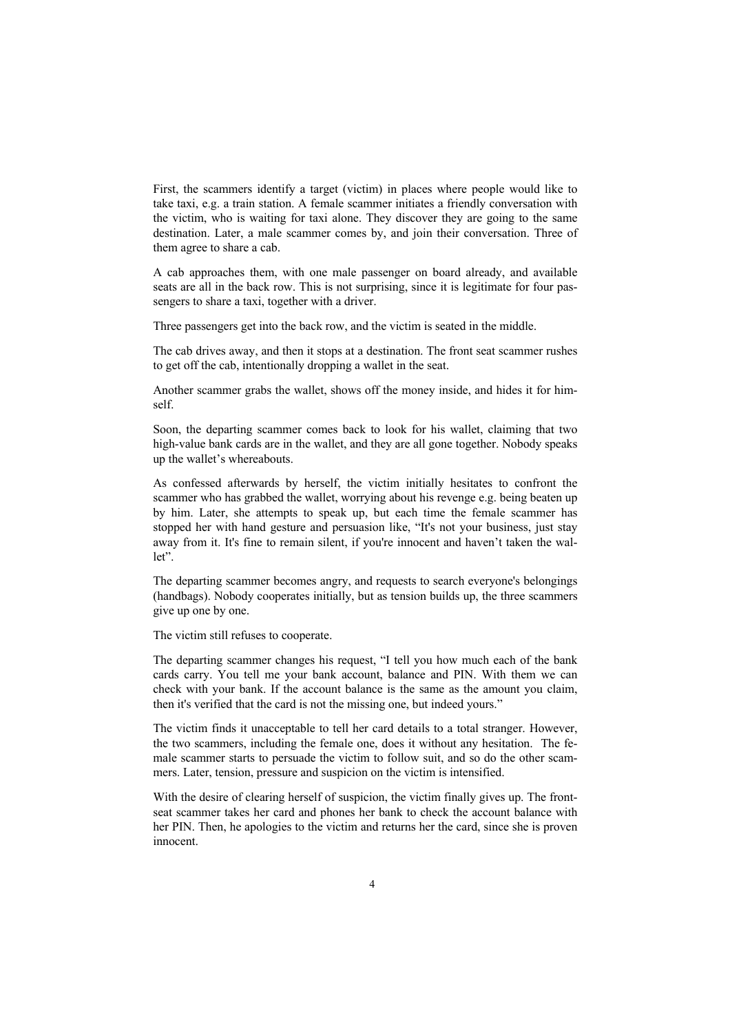First, the scammers identify a target (victim) in places where people would like to take taxi, e.g. a train station. A female scammer initiates a friendly conversation with the victim, who is waiting for taxi alone. They discover they are going to the same destination. Later, a male scammer comes by, and join their conversation. Three of them agree to share a cab.

A cab approaches them, with one male passenger on board already, and available seats are all in the back row. This is not surprising, since it is legitimate for four passengers to share a taxi, together with a driver.

Three passengers get into the back row, and the victim is seated in the middle.

The cab drives away, and then it stops at a destination. The front seat scammer rushes to get off the cab, intentionally dropping a wallet in the seat.

Another scammer grabs the wallet, shows off the money inside, and hides it for himself.

Soon, the departing scammer comes back to look for his wallet, claiming that two high-value bank cards are in the wallet, and they are all gone together. Nobody speaks up the wallet's whereabouts.

As confessed afterwards by herself, the victim initially hesitates to confront the scammer who has grabbed the wallet, worrying about his revenge e.g. being beaten up by him. Later, she attempts to speak up, but each time the female scammer has stopped her with hand gesture and persuasion like, "It's not your business, just stay away from it. It's fine to remain silent, if you're innocent and haven't taken the wallet".

The departing scammer becomes angry, and requests to search everyone's belongings (handbags). Nobody cooperates initially, but as tension builds up, the three scammers give up one by one.

The victim still refuses to cooperate.

The departing scammer changes his request, "I tell you how much each of the bank cards carry. You tell me your bank account, balance and PIN. With them we can check with your bank. If the account balance is the same as the amount you claim, then it's verified that the card is not the missing one, but indeed yours."

The victim finds it unacceptable to tell her card details to a total stranger. However, the two scammers, including the female one, does it without any hesitation. The female scammer starts to persuade the victim to follow suit, and so do the other scammers. Later, tension, pressure and suspicion on the victim is intensified.

With the desire of clearing herself of suspicion, the victim finally gives up. The front-seat scammer takes her card and phones her bank to check the account balance with her PIN. Then, he apologies to the victim and returns her the card, since she is proven innocent.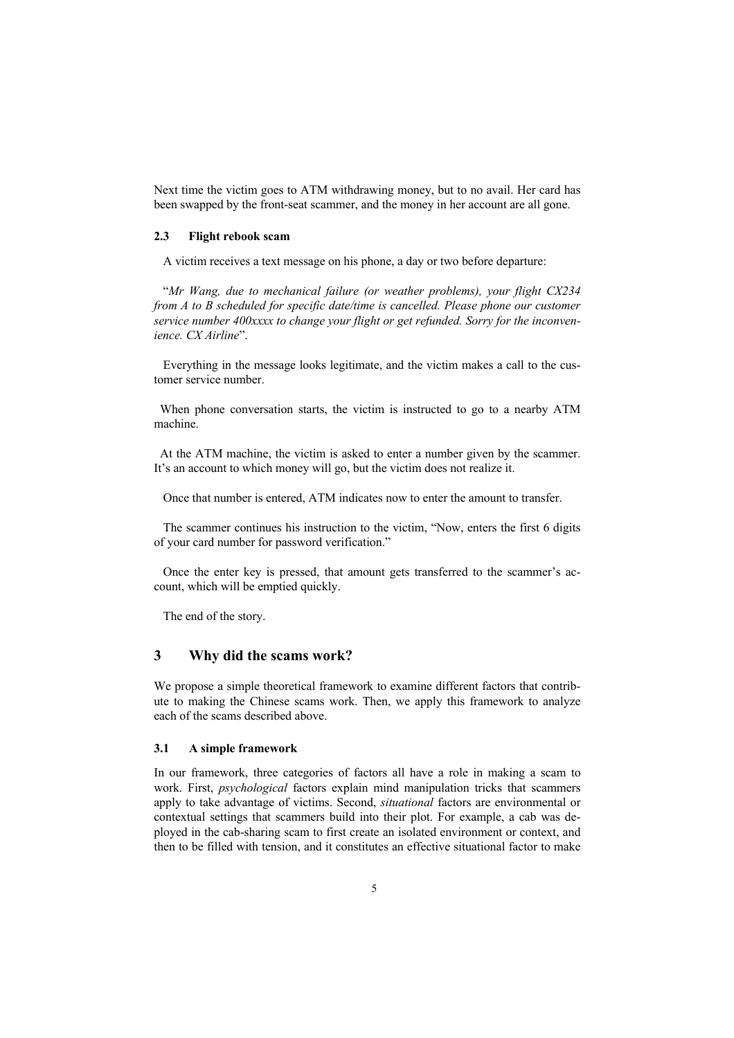Next time the victim goes to ATM withdrawing money, but to no avail. Her card has been swapped by the front-seat scammer, and the money in her account are all gone.

### 2.3 Flight rebook scam

A victim receives a text message on his phone, a day or two before departure:

"*Mr Wang, due to mechanical failure (or weather problems), your flight CX234 from A to B scheduled for specific date/time is cancelled. Please phone our customer service number 400xxxx to change your flight or get refunded. Sorry for the inconvenience. CX Airline*".

Everything in the message looks legitimate, and the victim makes a call to the customer service number.

When phone conversation starts, the victim is instructed to go to a nearby ATM machine.

At the ATM machine, the victim is asked to enter a number given by the scammer. It's an account to which money will go, but the victim does not realize it.

Once that number is entered, ATM indicates now to enter the amount to transfer.

The scammer continues his instruction to the victim, "Now, enters the first 6 digits of your card number for password verification."

Once the enter key is pressed, that amount gets transferred to the scammer's account, which will be emptied quickly.

The end of the story.

## 3 Why did the scams work?

We propose a simple theoretical framework to examine different factors that contribute to making the Chinese scams work. Then, we apply this framework to analyze each of the scams described above.

### 3.1 A simple framework

In our framework, three categories of factors all have a role in making a scam to work. First, *psychological* factors explain mind manipulation tricks that scammers apply to take advantage of victims. Second, *situational* factors are environmental or contextual settings that scammers build into their plot. For example, a cab was deployed in the cab-sharing scam to first create an isolated environment or context, and then to be filled with tension, and it constitutes an effective situational factor to make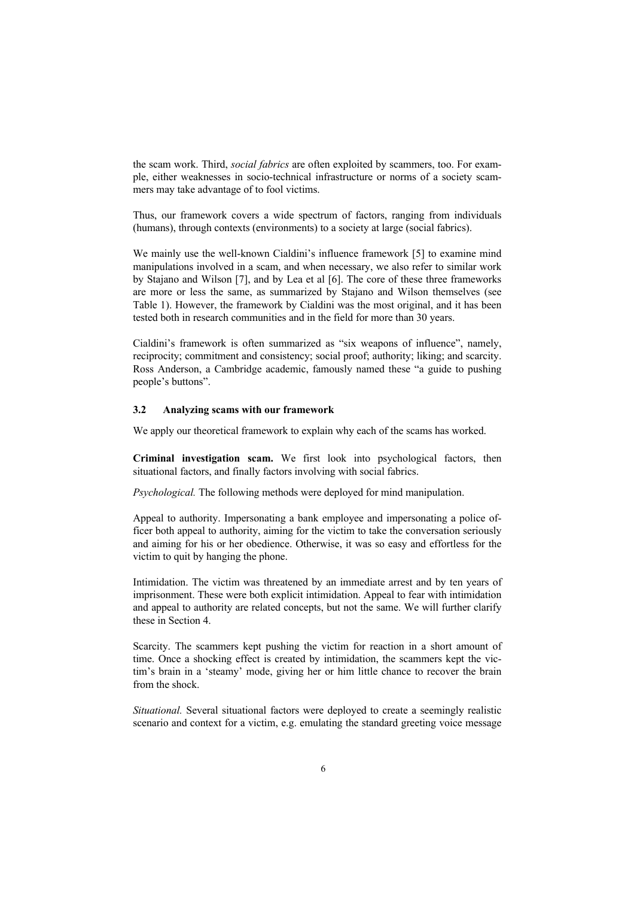the scam work. Third, *social fabrics* are often exploited by scammers, too. For example, either weaknesses in socio-technical infrastructure or norms of a society scammers may take advantage of to fool victims.

Thus, our framework covers a wide spectrum of factors, ranging from individuals (humans), through contexts (environments) to a society at large (social fabrics).

We mainly use the well-known Cialdini's influence framework [5] to examine mind manipulations involved in a scam, and when necessary, we also refer to similar work by Stajano and Wilson [7], and by Lea et al [6]. The core of these three frameworks are more or less the same, as summarized by Stajano and Wilson themselves (see Table 1). However, the framework by Cialdini was the most original, and it has been tested both in research communities and in the field for more than 30 years.

Cialdini's framework is often summarized as "six weapons of influence", namely, reciprocity; commitment and consistency; social proof; authority; liking; and scarcity. Ross Anderson, a Cambridge academic, famously named these "a guide to pushing people's buttons".

### 3.2 Analyzing scams with our framework

We apply our theoretical framework to explain why each of the scams has worked.

**Criminal investigation scam.** We first look into psychological factors, then situational factors, and finally factors involving with social fabrics.

*Psychological.* The following methods were deployed for mind manipulation.

Appeal to authority. Impersonating a bank employee and impersonating a police officer both appeal to authority, aiming for the victim to take the conversation seriously and aiming for his or her obedience. Otherwise, it was so easy and effortless for the victim to quit by hanging the phone.

Intimidation. The victim was threatened by an immediate arrest and by ten years of imprisonment. These were both explicit intimidation. Appeal to fear with intimidation and appeal to authority are related concepts, but not the same. We will further clarify these in Section 4.

Scarcity. The scammers kept pushing the victim for reaction in a short amount of time. Once a shocking effect is created by intimidation, the scammers kept the victim's brain in a 'steamy' mode, giving her or him little chance to recover the brain from the shock.

*Situational.* Several situational factors were deployed to create a seemingly realistic scenario and context for a victim, e.g. emulating the standard greeting voice message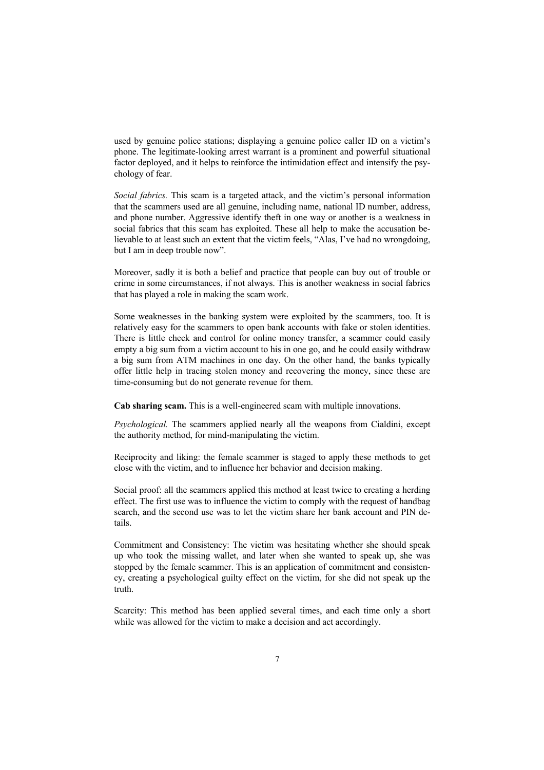used by genuine police stations; displaying a genuine police caller ID on a victim's phone. The legitimate-looking arrest warrant is a prominent and powerful situational factor deployed, and it helps to reinforce the intimidation effect and intensify the psychology of fear.

*Social fabrics.* This scam is a targeted attack, and the victim's personal information that the scammers used are all genuine, including name, national ID number, address, and phone number. Aggressive identify theft in one way or another is a weakness in social fabrics that this scam has exploited. These all help to make the accusation believable to at least such an extent that the victim feels, "Alas, I've had no wrongdoing, but I am in deep trouble now".

Moreover, sadly it is both a belief and practice that people can buy out of trouble or crime in some circumstances, if not always. This is another weakness in social fabrics that has played a role in making the scam work.

Some weaknesses in the banking system were exploited by the scammers, too. It is relatively easy for the scammers to open bank accounts with fake or stolen identities. There is little check and control for online money transfer, a scammer could easily empty a big sum from a victim account to his in one go, and he could easily withdraw a big sum from ATM machines in one day. On the other hand, the banks typically offer little help in tracing stolen money and recovering the money, since these are time-consuming but do not generate revenue for them.

**Cab sharing scam.** This is a well-engineered scam with multiple innovations.

*Psychological.* The scammers applied nearly all the weapons from Cialdini, except the authority method, for mind-manipulating the victim.

Reciprocity and liking: the female scammer is staged to apply these methods to get close with the victim, and to influence her behavior and decision making.

Social proof: all the scammers applied this method at least twice to creating a herding effect. The first use was to influence the victim to comply with the request of handbag search, and the second use was to let the victim share her bank account and PIN details.

Commitment and Consistency: The victim was hesitating whether she should speak up who took the missing wallet, and later when she wanted to speak up, she was stopped by the female scammer. This is an application of commitment and consistency, creating a psychological guilty effect on the victim, for she did not speak up the truth.

Scarcity: This method has been applied several times, and each time only a short while was allowed for the victim to make a decision and act accordingly.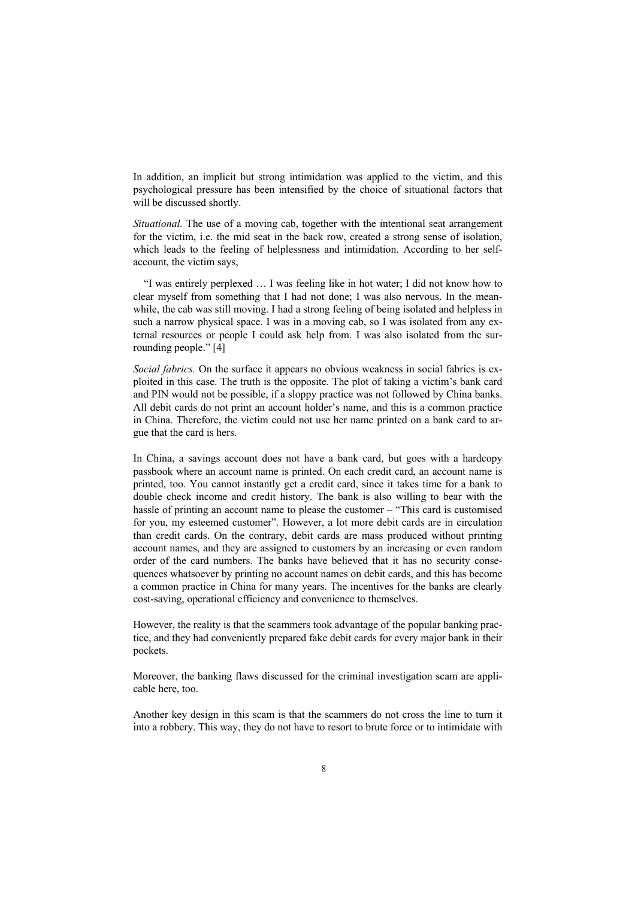In addition, an implicit but strong intimidation was applied to the victim, and this psychological pressure has been intensified by the choice of situational factors that will be discussed shortly.

*Situational.* The use of a moving cab, together with the intentional seat arrangement for the victim, i.e. the mid seat in the back row, created a strong sense of isolation, which leads to the feeling of helplessness and intimidation. According to her self-account, the victim says,

"I was entirely perplexed … I was feeling like in hot water; I did not know how to clear myself from something that I had not done; I was also nervous. In the meanwhile, the cab was still moving. I had a strong feeling of being isolated and helpless in such a narrow physical space. I was in a moving cab, so I was isolated from any external resources or people I could ask help from. I was also isolated from the surrounding people." [4]

*Social fabrics.* On the surface it appears no obvious weakness in social fabrics is exploited in this case. The truth is the opposite. The plot of taking a victim's bank card and PIN would not be possible, if a sloppy practice was not followed by China banks. All debit cards do not print an account holder's name, and this is a common practice in China. Therefore, the victim could not use her name printed on a bank card to argue that the card is hers.

In China, a savings account does not have a bank card, but goes with a hardcopy passbook where an account name is printed. On each credit card, an account name is printed, too. You cannot instantly get a credit card, since it takes time for a bank to double check income and credit history. The bank is also willing to bear with the hassle of printing an account name to please the customer – "This card is customised for you, my esteemed customer". However, a lot more debit cards are in circulation than credit cards. On the contrary, debit cards are mass produced without printing account names, and they are assigned to customers by an increasing or even random order of the card numbers. The banks have believed that it has no security consequences whatsoever by printing no account names on debit cards, and this has become a common practice in China for many years. The incentives for the banks are clearly cost-saving, operational efficiency and convenience to themselves.

However, the reality is that the scammers took advantage of the popular banking practice, and they had conveniently prepared fake debit cards for every major bank in their pockets.

Moreover, the banking flaws discussed for the criminal investigation scam are applicable here, too.

Another key design in this scam is that the scammers do not cross the line to turn it into a robbery. This way, they do not have to resort to brute force or to intimidate with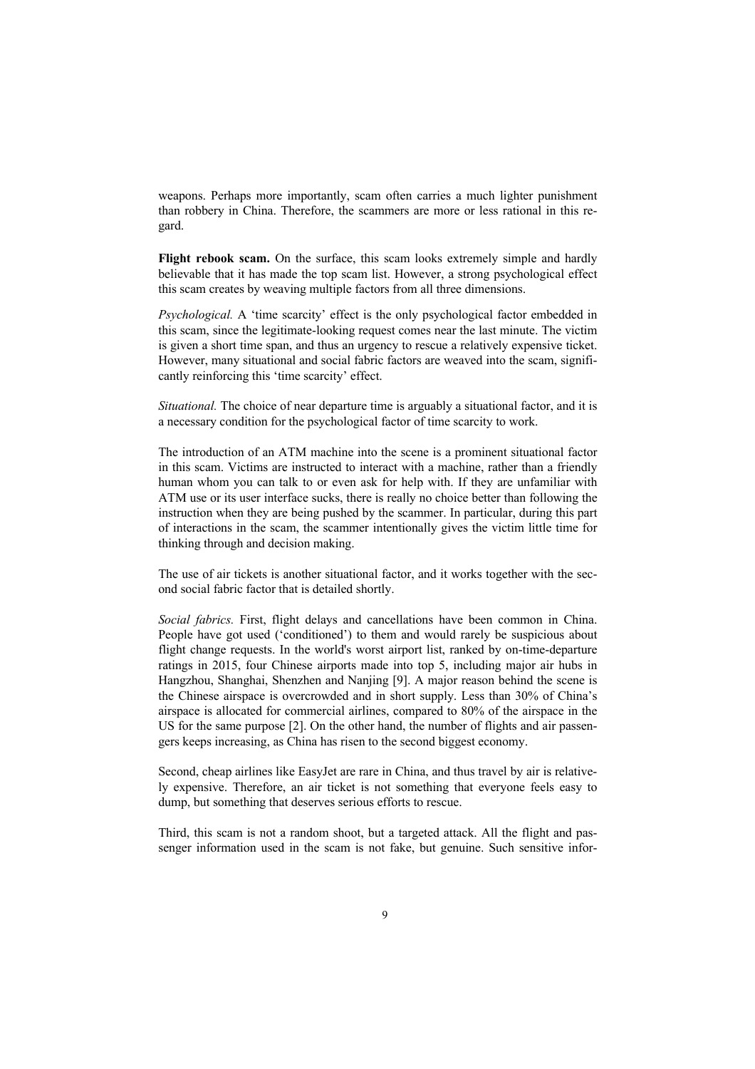weapons. Perhaps more importantly, scam often carries a much lighter punishment than robbery in China. Therefore, the scammers are more or less rational in this regard.

**Flight rebook scam.** On the surface, this scam looks extremely simple and hardly believable that it has made the top scam list. However, a strong psychological effect this scam creates by weaving multiple factors from all three dimensions.

*Psychological.* A 'time scarcity' effect is the only psychological factor embedded in this scam, since the legitimate-looking request comes near the last minute. The victim is given a short time span, and thus an urgency to rescue a relatively expensive ticket. However, many situational and social fabric factors are weaved into the scam, significantly reinforcing this 'time scarcity' effect.

*Situational.* The choice of near departure time is arguably a situational factor, and it is a necessary condition for the psychological factor of time scarcity to work.

The introduction of an ATM machine into the scene is a prominent situational factor in this scam. Victims are instructed to interact with a machine, rather than a friendly human whom you can talk to or even ask for help with. If they are unfamiliar with ATM use or its user interface sucks, there is really no choice better than following the instruction when they are being pushed by the scammer. In particular, during this part of interactions in the scam, the scammer intentionally gives the victim little time for thinking through and decision making.

The use of air tickets is another situational factor, and it works together with the second social fabric factor that is detailed shortly.

*Social fabrics.* First, flight delays and cancellations have been common in China. People have got used ('conditioned') to them and would rarely be suspicious about flight change requests. In the world's worst airport list, ranked by on-time-departure ratings in 2015, four Chinese airports made into top 5, including major air hubs in Hangzhou, Shanghai, Shenzhen and Nanjing [9]. A major reason behind the scene is the Chinese airspace is overcrowded and in short supply. Less than 30% of China's airspace is allocated for commercial airlines, compared to 80% of the airspace in the US for the same purpose [2]. On the other hand, the number of flights and air passengers keeps increasing, as China has risen to the second biggest economy.

Second, cheap airlines like EasyJet are rare in China, and thus travel by air is relatively expensive. Therefore, an air ticket is not something that everyone feels easy to dump, but something that deserves serious efforts to rescue.

Third, this scam is not a random shoot, but a targeted attack. All the flight and passenger information used in the scam is not fake, but genuine. Such sensitive infor-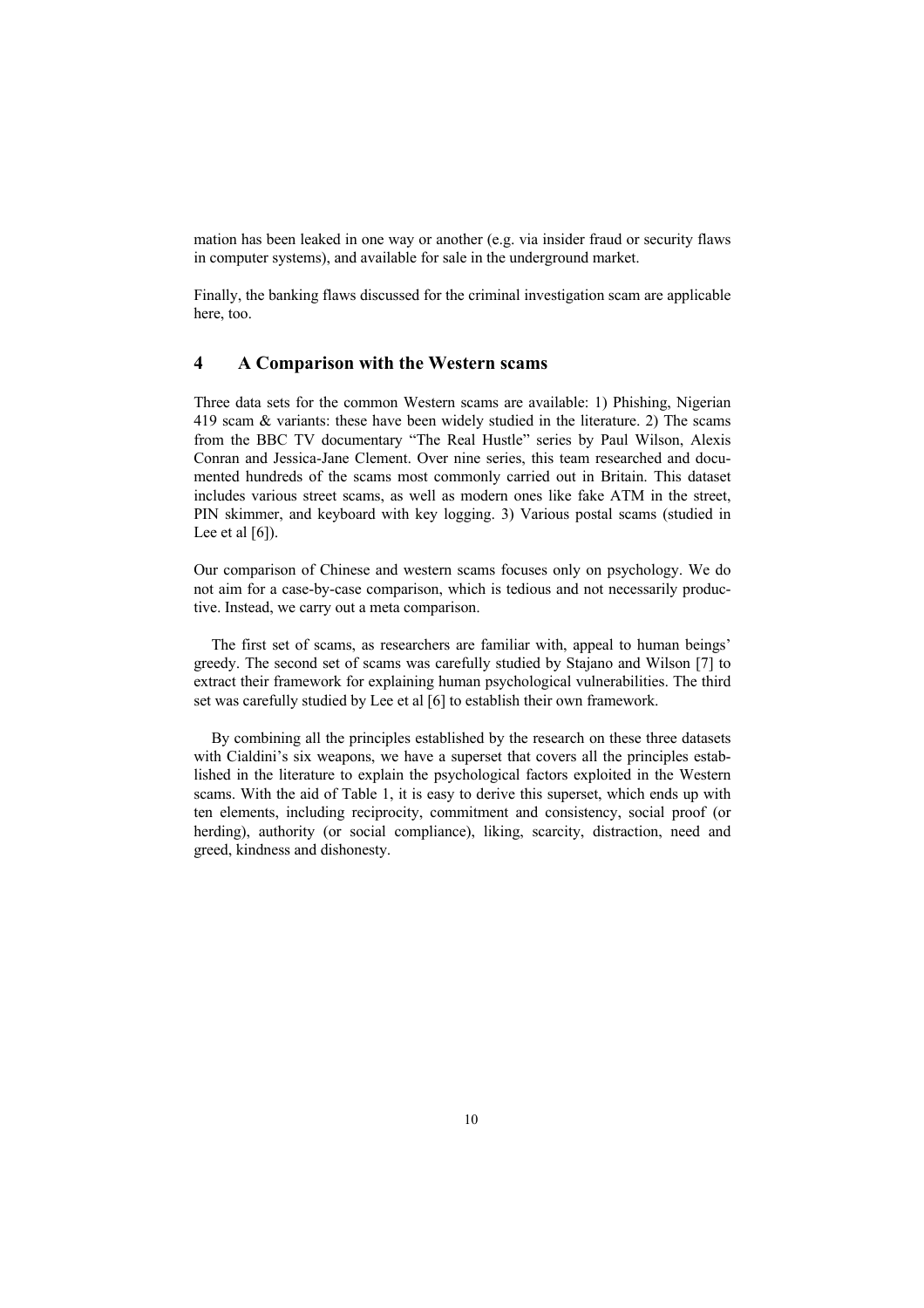mation has been leaked in one way or another (e.g. via insider fraud or security flaws in computer systems), and available for sale in the underground market.

Finally, the banking flaws discussed for the criminal investigation scam are applicable here, too.

## 4 A Comparison with the Western scams

Three data sets for the common Western scams are available: 1) Phishing, Nigerian 419 scam & variants: these have been widely studied in the literature. 2) The scams from the BBC TV documentary "The Real Hustle" series by Paul Wilson, Alexis Conran and Jessica-Jane Clement. Over nine series, this team researched and documented hundreds of the scams most commonly carried out in Britain. This dataset includes various street scams, as well as modern ones like fake ATM in the street, PIN skimmer, and keyboard with key logging. 3) Various postal scams (studied in Lee et al [6]).

Our comparison of Chinese and western scams focuses only on psychology. We do not aim for a case-by-case comparison, which is tedious and not necessarily productive. Instead, we carry out a meta comparison.

The first set of scams, as researchers are familiar with, appeal to human beings' greedy. The second set of scams was carefully studied by Stajano and Wilson [7] to extract their framework for explaining human psychological vulnerabilities. The third set was carefully studied by Lee et al [6] to establish their own framework.

By combining all the principles established by the research on these three datasets with Cialdini's six weapons, we have a superset that covers all the principles established in the literature to explain the psychological factors exploited in the Western scams. With the aid of Table 1, it is easy to derive this superset, which ends up with ten elements, including reciprocity, commitment and consistency, social proof (or herding), authority (or social compliance), liking, scarcity, distraction, need and greed, kindness and dishonesty.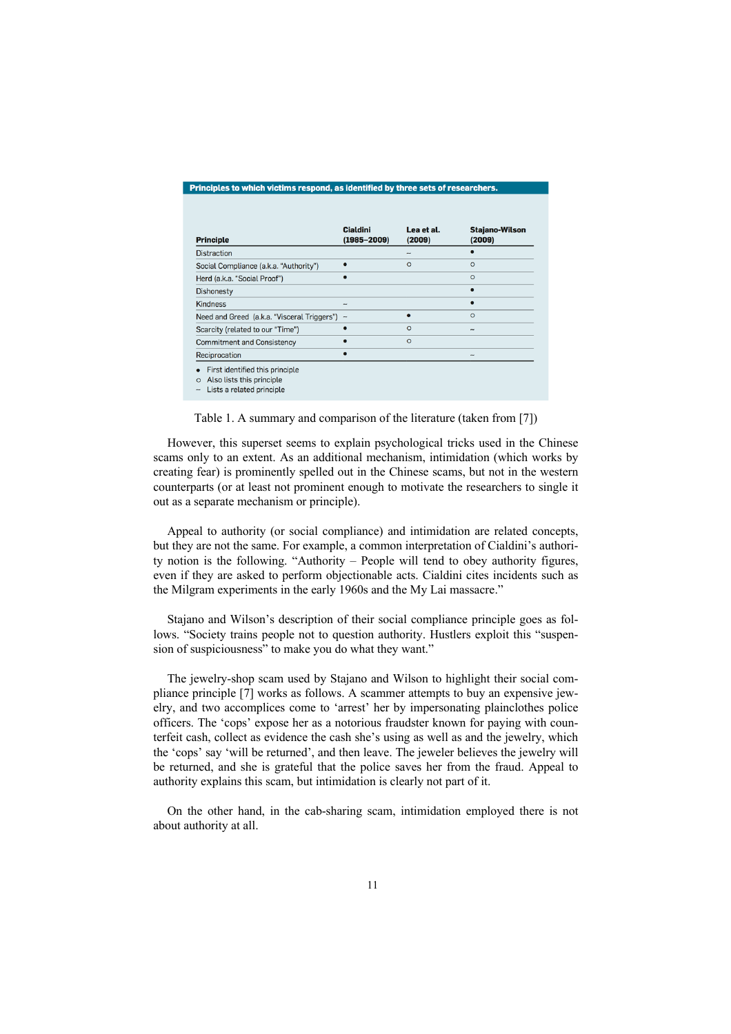**Principles to which victims respond, as identified by three sets of researchers.**

| Principle | Cialdini (1985–2009) | Lea et al. (2009) | Stajano-Wilson (2009) |
|---|---|---|---|
| Distraction | | – | • |
| Social Compliance (a.k.a. "Authority") | • | ○ | ○ |
| Herd (a.k.a. "Social Proof") | • | | ○ |
| Dishonesty | | | • |
| Kindness | – | | • |
| Need and Greed (a.k.a. "Visceral Triggers") | – | • | ○ |
| Scarcity (related to our "Time") | • | ○ | – |
| Commitment and Consistency | • | ○ | |
| Reciprocation | • | | – |

- • First identified this principle
- ○ Also lists this principle
- – Lists a related principle

Table 1. A summary and comparison of the literature (taken from [7])

However, this superset seems to explain psychological tricks used in the Chinese scams only to an extent. As an additional mechanism, intimidation (which works by creating fear) is prominently spelled out in the Chinese scams, but not in the western counterparts (or at least not prominent enough to motivate the researchers to single it out as a separate mechanism or principle).

Appeal to authority (or social compliance) and intimidation are related concepts, but they are not the same. For example, a common interpretation of Cialdini's authority notion is the following. "Authority – People will tend to obey authority figures, even if they are asked to perform objectionable acts. Cialdini cites incidents such as the Milgram experiments in the early 1960s and the My Lai massacre."

Stajano and Wilson's description of their social compliance principle goes as follows. "Society trains people not to question authority. Hustlers exploit this "suspension of suspiciousness" to make you do what they want."

The jewelry-shop scam used by Stajano and Wilson to highlight their social compliance principle [7] works as follows. A scammer attempts to buy an expensive jewelry, and two accomplices come to 'arrest' her by impersonating plainclothes police officers. The 'cops' expose her as a notorious fraudster known for paying with counterfeit cash, collect as evidence the cash she's using as well as and the jewelry, which the 'cops' say 'will be returned', and then leave. The jeweler believes the jewelry will be returned, and she is grateful that the police saves her from the fraud. Appeal to authority explains this scam, but intimidation is clearly not part of it.

On the other hand, in the cab-sharing scam, intimidation employed there is not about authority at all.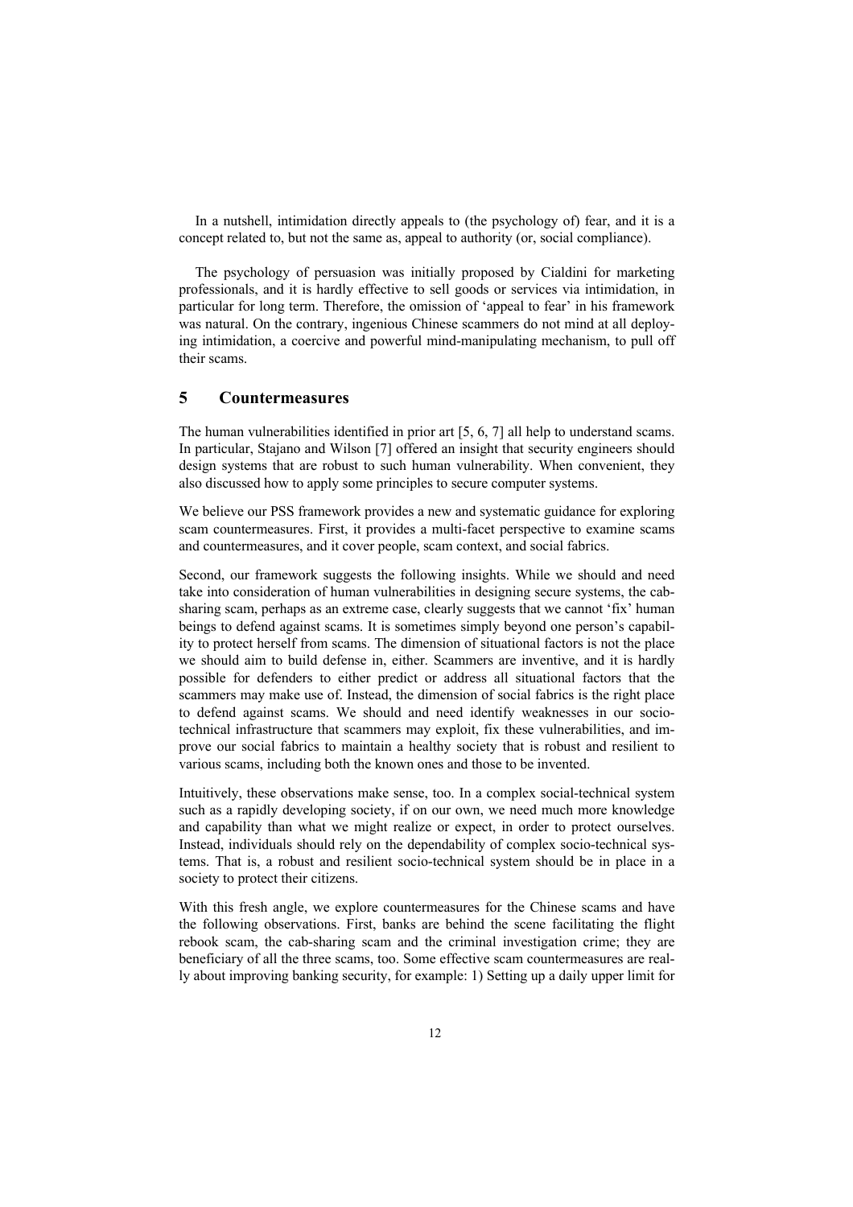In a nutshell, intimidation directly appeals to (the psychology of) fear, and it is a concept related to, but not the same as, appeal to authority (or, social compliance).

The psychology of persuasion was initially proposed by Cialdini for marketing professionals, and it is hardly effective to sell goods or services via intimidation, in particular for long term. Therefore, the omission of 'appeal to fear' in his framework was natural. On the contrary, ingenious Chinese scammers do not mind at all deploying intimidation, a coercive and powerful mind-manipulating mechanism, to pull off their scams.

## 5 Countermeasures

The human vulnerabilities identified in prior art [5, 6, 7] all help to understand scams. In particular, Stajano and Wilson [7] offered an insight that security engineers should design systems that are robust to such human vulnerability. When convenient, they also discussed how to apply some principles to secure computer systems.

We believe our PSS framework provides a new and systematic guidance for exploring scam countermeasures. First, it provides a multi-facet perspective to examine scams and countermeasures, and it cover people, scam context, and social fabrics.

Second, our framework suggests the following insights. While we should and need take into consideration of human vulnerabilities in designing secure systems, the cab-sharing scam, perhaps as an extreme case, clearly suggests that we cannot 'fix' human beings to defend against scams. It is sometimes simply beyond one person's capability to protect herself from scams. The dimension of situational factors is not the place we should aim to build defense in, either. Scammers are inventive, and it is hardly possible for defenders to either predict or address all situational factors that the scammers may make use of. Instead, the dimension of social fabrics is the right place to defend against scams. We should and need identify weaknesses in our socio-technical infrastructure that scammers may exploit, fix these vulnerabilities, and improve our social fabrics to maintain a healthy society that is robust and resilient to various scams, including both the known ones and those to be invented.

Intuitively, these observations make sense, too. In a complex social-technical system such as a rapidly developing society, if on our own, we need much more knowledge and capability than what we might realize or expect, in order to protect ourselves. Instead, individuals should rely on the dependability of complex socio-technical systems. That is, a robust and resilient socio-technical system should be in place in a society to protect their citizens.

With this fresh angle, we explore countermeasures for the Chinese scams and have the following observations. First, banks are behind the scene facilitating the flight rebook scam, the cab-sharing scam and the criminal investigation crime; they are beneficiary of all the three scams, too. Some effective scam countermeasures are really about improving banking security, for example: 1) Setting up a daily upper limit for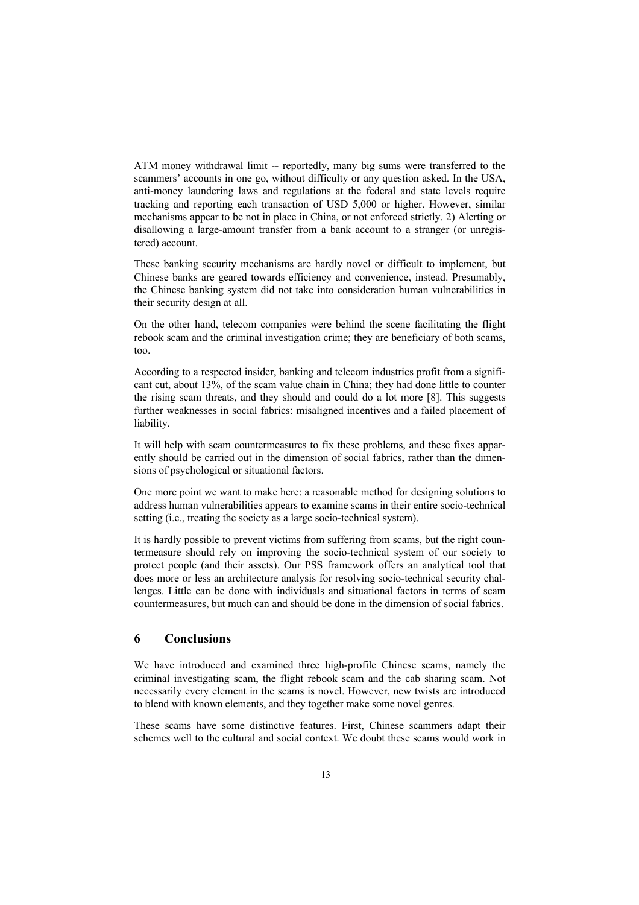ATM money withdrawal limit -- reportedly, many big sums were transferred to the scammers' accounts in one go, without difficulty or any question asked. In the USA, anti-money laundering laws and regulations at the federal and state levels require tracking and reporting each transaction of USD 5,000 or higher. However, similar mechanisms appear to be not in place in China, or not enforced strictly. 2) Alerting or disallowing a large-amount transfer from a bank account to a stranger (or unregistered) account.

These banking security mechanisms are hardly novel or difficult to implement, but Chinese banks are geared towards efficiency and convenience, instead. Presumably, the Chinese banking system did not take into consideration human vulnerabilities in their security design at all.

On the other hand, telecom companies were behind the scene facilitating the flight rebook scam and the criminal investigation crime; they are beneficiary of both scams, too.

According to a respected insider, banking and telecom industries profit from a significant cut, about 13%, of the scam value chain in China; they had done little to counter the rising scam threats, and they should and could do a lot more [8]. This suggests further weaknesses in social fabrics: misaligned incentives and a failed placement of liability.

It will help with scam countermeasures to fix these problems, and these fixes apparently should be carried out in the dimension of social fabrics, rather than the dimensions of psychological or situational factors.

One more point we want to make here: a reasonable method for designing solutions to address human vulnerabilities appears to examine scams in their entire socio-technical setting (i.e., treating the society as a large socio-technical system).

It is hardly possible to prevent victims from suffering from scams, but the right countermeasure should rely on improving the socio-technical system of our society to protect people (and their assets). Our PSS framework offers an analytical tool that does more or less an architecture analysis for resolving socio-technical security challenges. Little can be done with individuals and situational factors in terms of scam countermeasures, but much can and should be done in the dimension of social fabrics.

## 6 Conclusions

We have introduced and examined three high-profile Chinese scams, namely the criminal investigating scam, the flight rebook scam and the cab sharing scam. Not necessarily every element in the scams is novel. However, new twists are introduced to blend with known elements, and they together make some novel genres.

These scams have some distinctive features. First, Chinese scammers adapt their schemes well to the cultural and social context. We doubt these scams would work in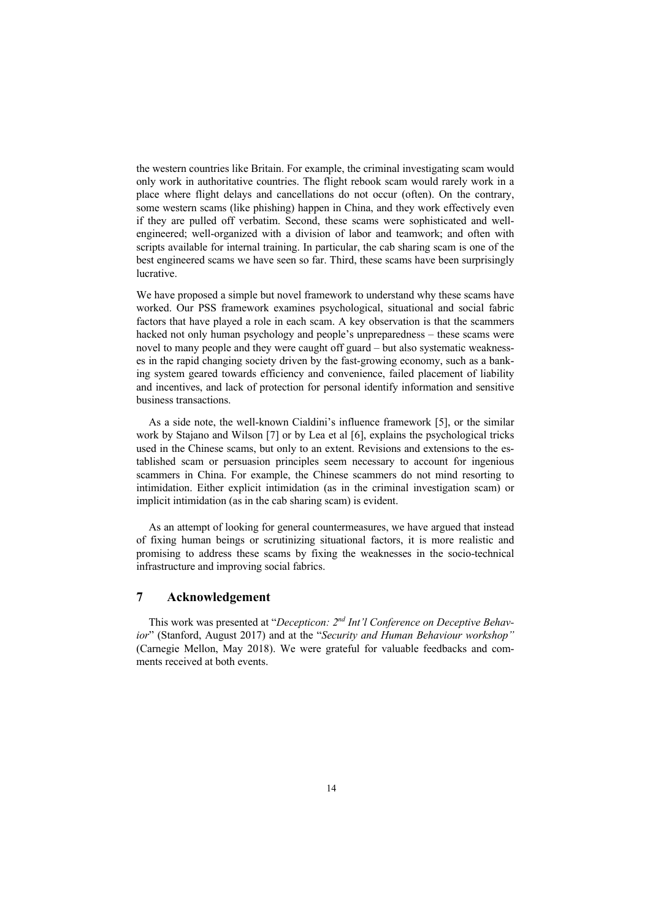the western countries like Britain. For example, the criminal investigating scam would only work in authoritative countries. The flight rebook scam would rarely work in a place where flight delays and cancellations do not occur (often). On the contrary, some western scams (like phishing) happen in China, and they work effectively even if they are pulled off verbatim. Second, these scams were sophisticated and well-engineered; well-organized with a division of labor and teamwork; and often with scripts available for internal training. In particular, the cab sharing scam is one of the best engineered scams we have seen so far. Third, these scams have been surprisingly lucrative.

We have proposed a simple but novel framework to understand why these scams have worked. Our PSS framework examines psychological, situational and social fabric factors that have played a role in each scam. A key observation is that the scammers hacked not only human psychology and people's unpreparedness – these scams were novel to many people and they were caught off guard – but also systematic weaknesses in the rapid changing society driven by the fast-growing economy, such as a banking system geared towards efficiency and convenience, failed placement of liability and incentives, and lack of protection for personal identify information and sensitive business transactions.

As a side note, the well-known Cialdini's influence framework [5], or the similar work by Stajano and Wilson [7] or by Lea et al [6], explains the psychological tricks used in the Chinese scams, but only to an extent. Revisions and extensions to the established scam or persuasion principles seem necessary to account for ingenious scammers in China. For example, the Chinese scammers do not mind resorting to intimidation. Either explicit intimidation (as in the criminal investigation scam) or implicit intimidation (as in the cab sharing scam) is evident.

As an attempt of looking for general countermeasures, we have argued that instead of fixing human beings or scrutinizing situational factors, it is more realistic and promising to address these scams by fixing the weaknesses in the socio-technical infrastructure and improving social fabrics.

## 7 Acknowledgement

This work was presented at "*Decepticon: 2nd Int'l Conference on Deceptive Behavior*" (Stanford, August 2017) and at the "*Security and Human Behaviour workshop"* (Carnegie Mellon, May 2018). We were grateful for valuable feedbacks and comments received at both events.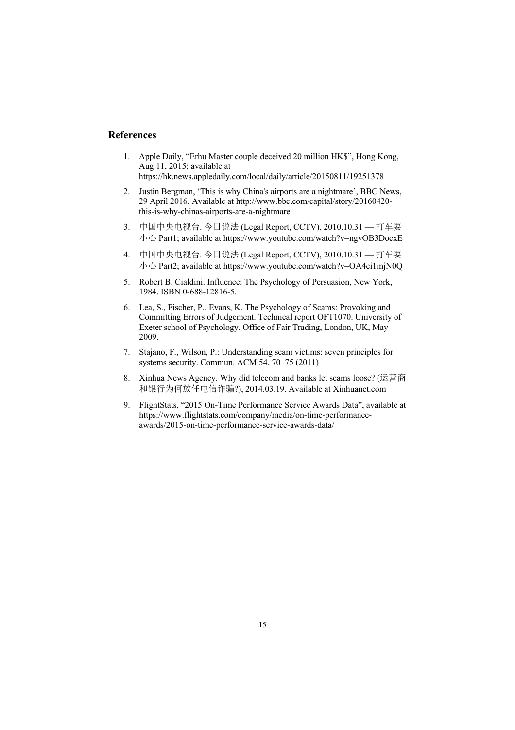## References

1. Apple Daily, "Erhu Master couple deceived 20 million HK$", Hong Kong, Aug 11, 2015; available at https://hk.news.appledaily.com/local/daily/article/20150811/19251378
2. Justin Bergman, 'This is why China's airports are a nightmare', BBC News, 29 April 2016. Available at http://www.bbc.com/capital/story/20160420-this-is-why-chinas-airports-are-a-nightmare
3. 中国中央电视台. 今日说法 (Legal Report, CCTV), 2010.10.31 — 打车要小心 Part1; available at https://www.youtube.com/watch?v=ngvOB3DocxE
4. 中国中央电视台. 今日说法 (Legal Report, CCTV), 2010.10.31 — 打车要小心 Part2; available at https://www.youtube.com/watch?v=OA4ci1mjN0Q
5. Robert B. Cialdini. Influence: The Psychology of Persuasion, New York, 1984. ISBN 0-688-12816-5.
6. Lea, S., Fischer, P., Evans, K. The Psychology of Scams: Provoking and Committing Errors of Judgement. Technical report OFT1070. University of Exeter school of Psychology. Office of Fair Trading, London, UK, May 2009.
7. Stajano, F., Wilson, P.: Understanding scam victims: seven principles for systems security. Commun. ACM 54, 70–75 (2011)
8. Xinhua News Agency. Why did telecom and banks let scams loose? (运营商和银行为何放任电信诈骗?), 2014.03.19. Available at Xinhuanet.com
9. FlightStats, "2015 On-Time Performance Service Awards Data", available at https://www.flightstats.com/company/media/on-time-performance-awards/2015-on-time-performance-service-awards-data/